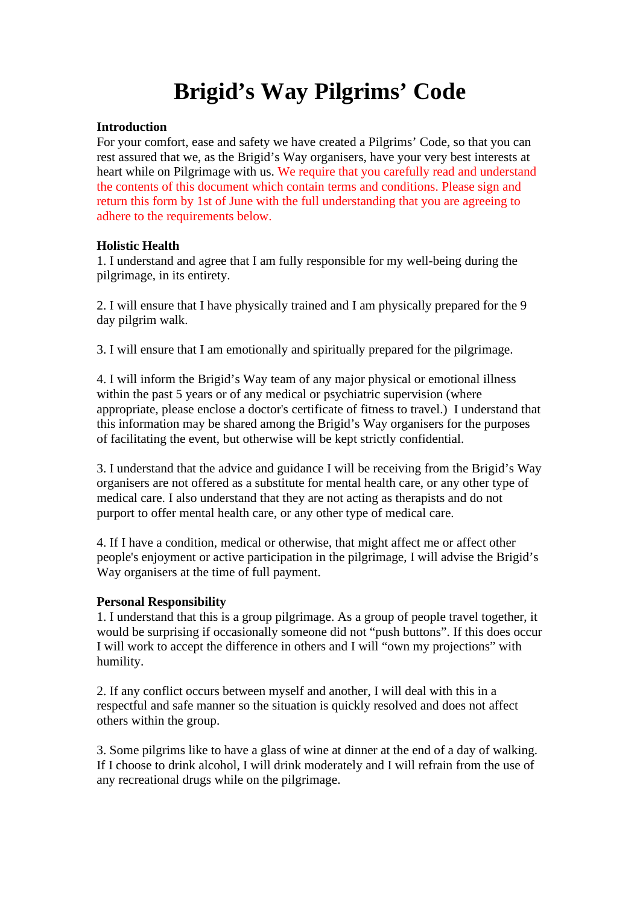# Brigid's Way Pilgrims' Code

**Introduction**

For your comfort, ease and safety we have created a Pilgrims' Code, so that you can rest assured that we, as the Brigid's Way organisers, have your very best interests at heart while on Pilgrimage with us. We require that you carefully read and understand the contents of this document which contain terms and conditions. Please sign and return this form by 1st of June with the full understanding that you are agreeing to adhere to the requirements below.

**Holistic Health**

1. I understand and agree that I am fully responsible for my well-being during the pilgrimage, in its entirety.

2. I will ensure that I have physically trained and I am physically prepared for the 9 day pilgrim walk.

3. I will ensure that I am emotionally and spiritually prepared for the pilgrimage.

4. I will inform the Brigid's Way team of any major physical or emotional illness within the past 5 years or of any medical or psychiatric supervision (where appropriate, please enclose a doctor's certificate of fitness to travel.) I understand that this information may be shared among the Brigid's Way organisers for the purposes of facilitating the event, but otherwise will be kept strictly confidential.

3. I understand that the advice and guidance I will be receiving from the Brigid's Way organisers are not offered as a substitute for mental health care, or any other type of medical care. I also understand that they are not acting as therapists and do not purport to offer mental health care, or any other type of medical care.

4. If I have a condition, medical or otherwise, that might affect me or affect other people's enjoyment or active participation in the pilgrimage, I will advise the Brigid's Way organisers at the time of full payment.

**Personal Responsibility**

1. I understand that this is a group pilgrimage. As a group of people travel together, it would be surprising if occasionally someone did not "push buttons". If this does occur I will work to accept the difference in others and I will "own my projections" with humility.

2. If any conflict occurs between myself and another, I will deal with this in a respectful and safe manner so the situation is quickly resolved and does not affect others within the group.

3. Some pilgrims like to have a glass of wine at dinner at the end of a day of walking. If I choose to drink alcohol, I will drink moderately and I will refrain from the use of any recreational drugs while on the pilgrimage.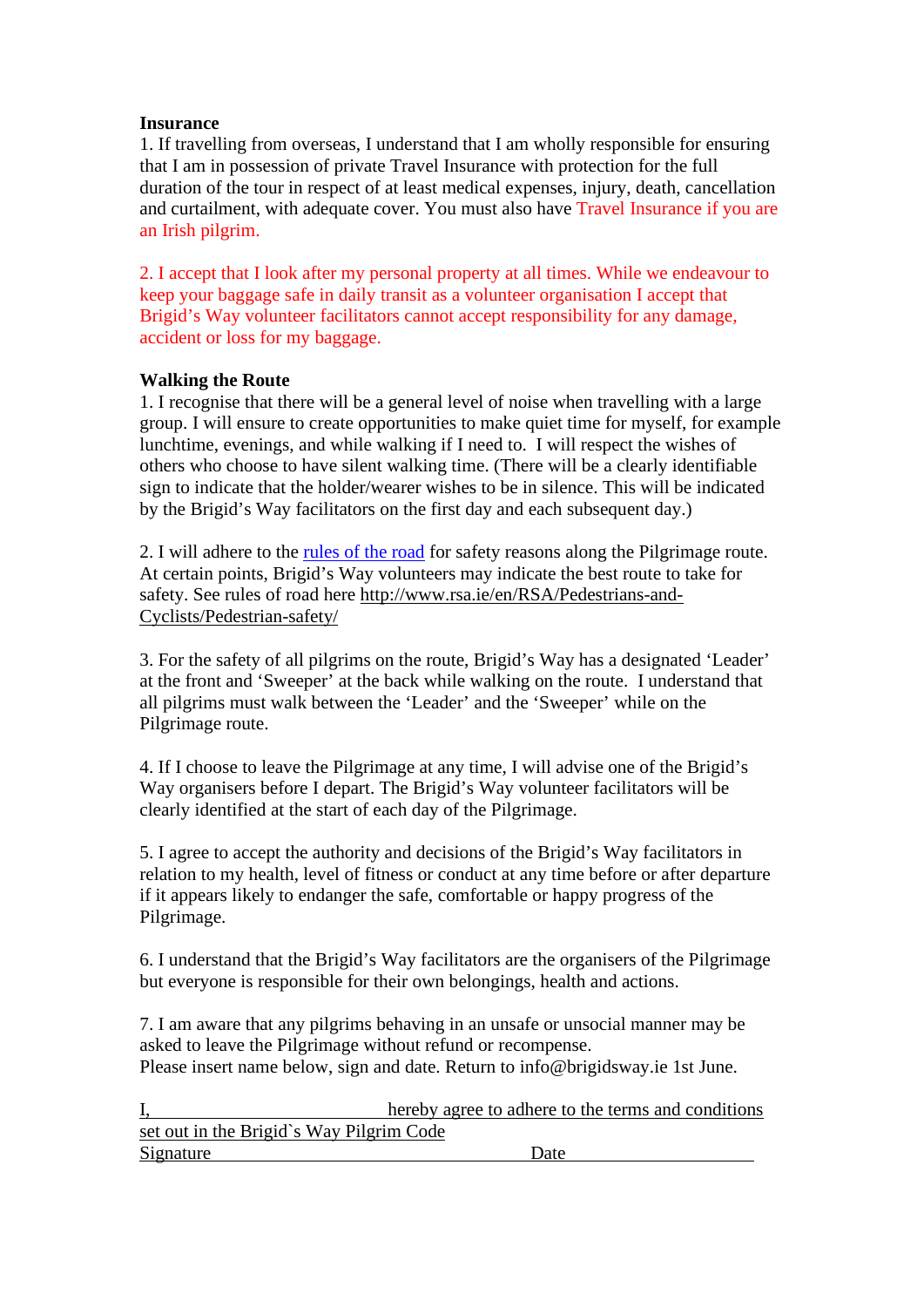**Insurance**

1. If travelling from overseas, I understand that I am wholly responsible for ensuring that I am in possession of private Travel Insurance with protection for the full duration of the tour in respect of at least medical expenses, injury, death, cancellation and curtailment, with adequate cover. You must also have Travel Insurance if you are an Irish pilgrim.

2. I accept that I look after my personal property at all times. While we endeavour to keep your baggage safe in daily transit as a volunteer organisation I accept that Brigid's Way volunteer facilitators cannot accept responsibility for any damage, accident or loss for my baggage.

**Walking the Route**

1. I recognise that there will be a general level of noise when travelling with a large group. I will ensure to create opportunities to make quiet time for myself, for example lunchtime, evenings, and while walking if I need to. I will respect the wishes of others who choose to have silent walking time. (There will be a clearly identifiable sign to indicate that the holder/wearer wishes to be in silence. This will be indicated by the Brigid's Way facilitators on the first day and each subsequent day.)

2. I will adhere to the rules of the road for safety reasons along the Pilgrimage route. At certain points, Brigid's Way volunteers may indicate the best route to take for safety. See rules of road here http://www.rsa.ie/en/RSA/Pedestrians-and-Cyclists/Pedestrian-safety/

3. For the safety of all pilgrims on the route, Brigid's Way has a designated 'Leader' at the front and 'Sweeper' at the back while walking on the route. I understand that all pilgrims must walk between the 'Leader' and the 'Sweeper' while on the Pilgrimage route.

4. If I choose to leave the Pilgrimage at any time, I will advise one of the Brigid's Way organisers before I depart. The Brigid's Way volunteer facilitators will be clearly identified at the start of each day of the Pilgrimage.

5. I agree to accept the authority and decisions of the Brigid's Way facilitators in relation to my health, level of fitness or conduct at any time before or after departure if it appears likely to endanger the safe, comfortable or happy progress of the Pilgrimage.

6. I understand that the Brigid's Way facilitators are the organisers of the Pilgrimage but everyone is responsible for their own belongings, health and actions.

7. I am aware that any pilgrims behaving in an unsafe or unsocial manner may be asked to leave the Pilgrimage without refund or recompense.
Please insert name below, sign and date. Return to info@brigidsway.ie 1st June.

I, \_\_\_\_\_\_\_\_\_\_\_\_\_\_\_\_\_\_\_\_\_\_\_\_\_\_ hereby agree to adhere to the terms and conditions set out in the Brigid`s Way Pilgrim Code

Signature \_\_\_\_\_\_\_\_\_\_\_\_\_\_\_\_\_\_\_\_\_\_\_\_\_\_\_\_\_\_\_\_ Date \_\_\_\_\_\_\_\_\_\_\_\_\_\_\_\_\_\_\_\_